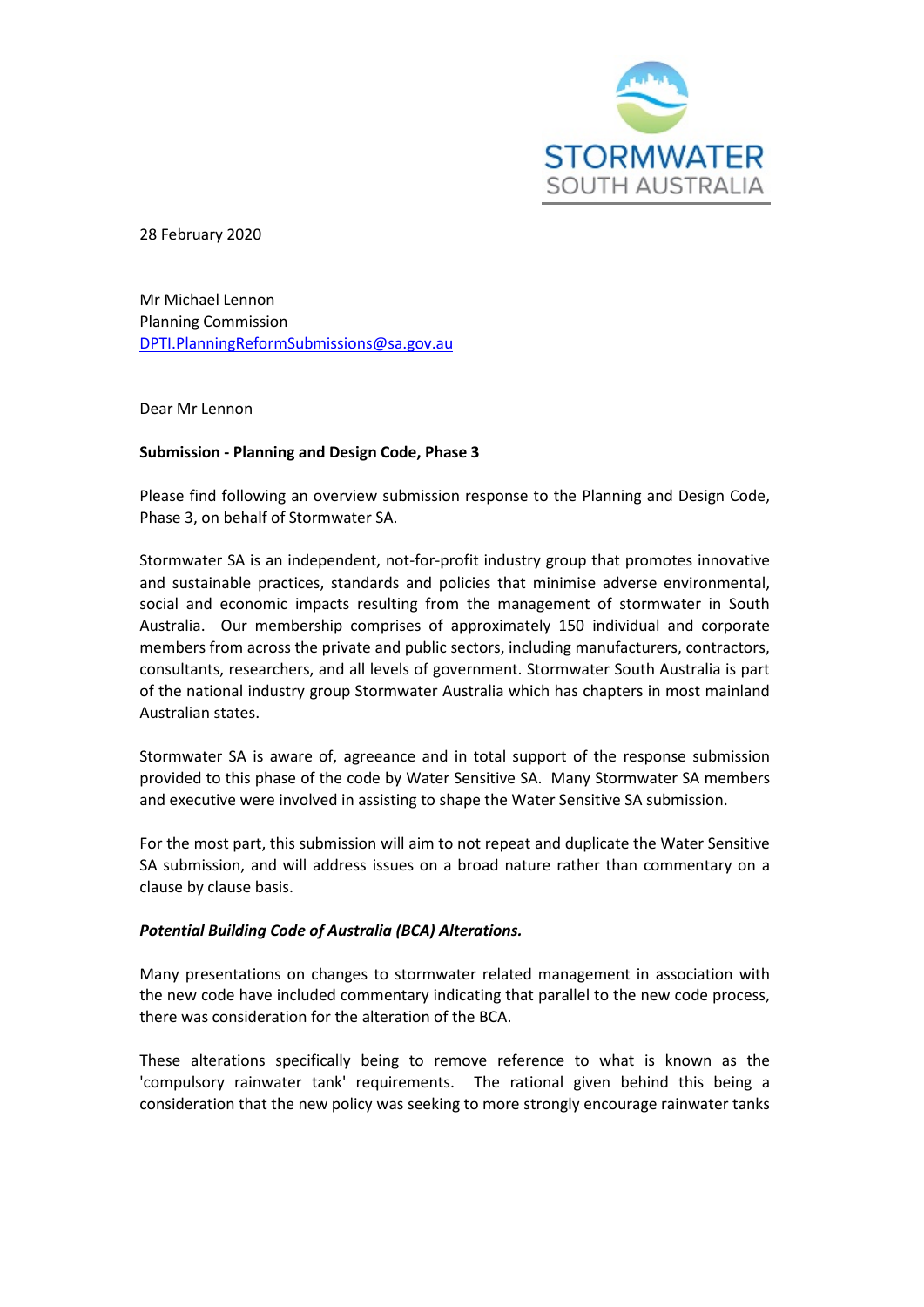STORMWATER SOUTH AUSTRALIA

28 February 2020

Mr Michael Lennon
Planning Commission
DPTI.PlanningReformSubmissions@sa.gov.au

Dear Mr Lennon

**Submission - Planning and Design Code, Phase 3**

Please find following an overview submission response to the Planning and Design Code, Phase 3, on behalf of Stormwater SA.

Stormwater SA is an independent, not-for-profit industry group that promotes innovative and sustainable practices, standards and policies that minimise adverse environmental, social and economic impacts resulting from the management of stormwater in South Australia. Our membership comprises of approximately 150 individual and corporate members from across the private and public sectors, including manufacturers, contractors, consultants, researchers, and all levels of government. Stormwater South Australia is part of the national industry group Stormwater Australia which has chapters in most mainland Australian states.

Stormwater SA is aware of, agreeance and in total support of the response submission provided to this phase of the code by Water Sensitive SA. Many Stormwater SA members and executive were involved in assisting to shape the Water Sensitive SA submission.

For the most part, this submission will aim to not repeat and duplicate the Water Sensitive SA submission, and will address issues on a broad nature rather than commentary on a clause by clause basis.

***Potential Building Code of Australia (BCA) Alterations.***

Many presentations on changes to stormwater related management in association with the new code have included commentary indicating that parallel to the new code process, there was consideration for the alteration of the BCA.

These alterations specifically being to remove reference to what is known as the 'compulsory rainwater tank' requirements. The rational given behind this being a consideration that the new policy was seeking to more strongly encourage rainwater tanks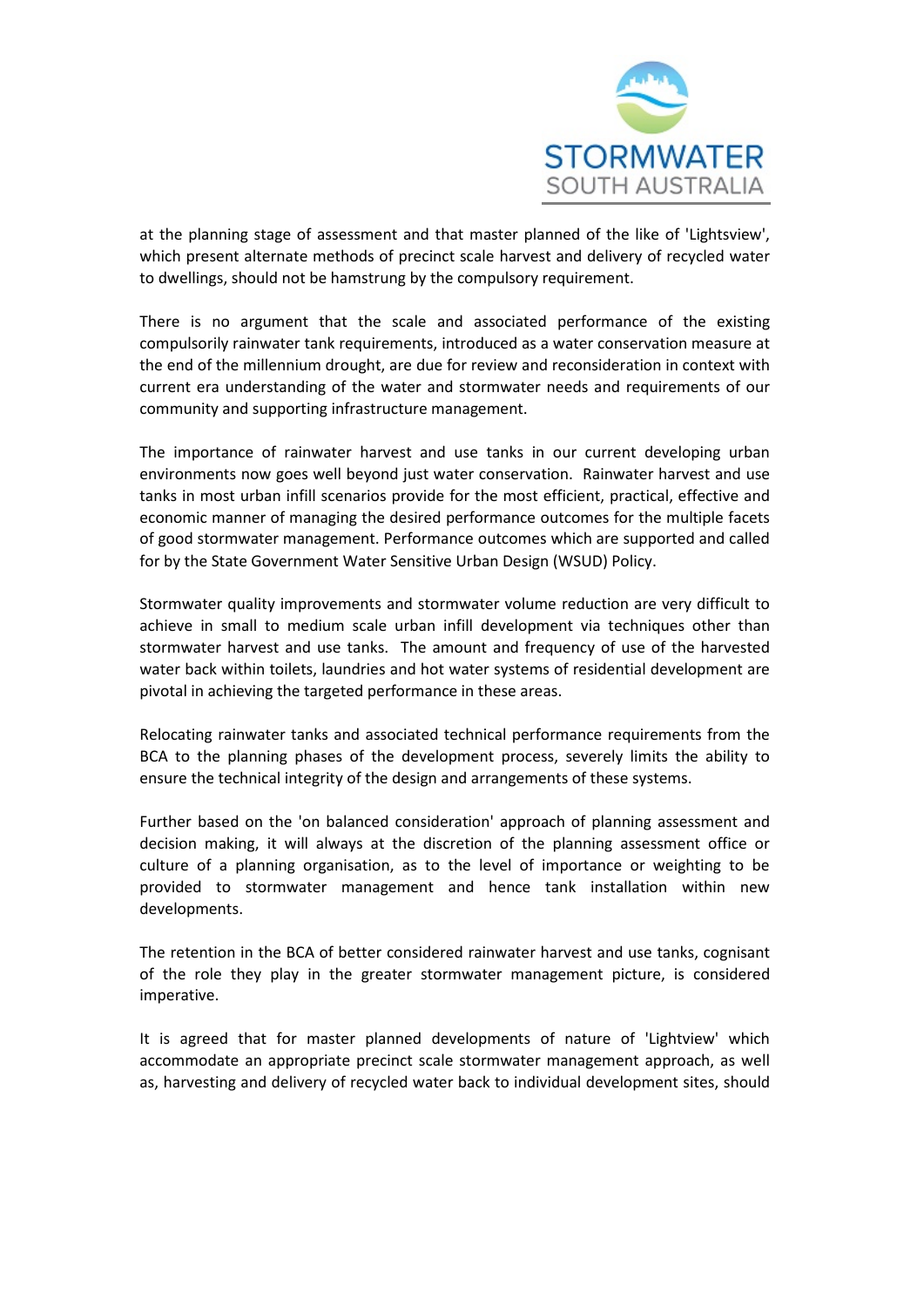at the planning stage of assessment and that master planned of the like of 'Lightsview', which present alternate methods of precinct scale harvest and delivery of recycled water to dwellings, should not be hamstrung by the compulsory requirement.

There is no argument that the scale and associated performance of the existing compulsorily rainwater tank requirements, introduced as a water conservation measure at the end of the millennium drought, are due for review and reconsideration in context with current era understanding of the water and stormwater needs and requirements of our community and supporting infrastructure management.

The importance of rainwater harvest and use tanks in our current developing urban environments now goes well beyond just water conservation. Rainwater harvest and use tanks in most urban infill scenarios provide for the most efficient, practical, effective and economic manner of managing the desired performance outcomes for the multiple facets of good stormwater management. Performance outcomes which are supported and called for by the State Government Water Sensitive Urban Design (WSUD) Policy.

Stormwater quality improvements and stormwater volume reduction are very difficult to achieve in small to medium scale urban infill development via techniques other than stormwater harvest and use tanks. The amount and frequency of use of the harvested water back within toilets, laundries and hot water systems of residential development are pivotal in achieving the targeted performance in these areas.

Relocating rainwater tanks and associated technical performance requirements from the BCA to the planning phases of the development process, severely limits the ability to ensure the technical integrity of the design and arrangements of these systems.

Further based on the 'on balanced consideration' approach of planning assessment and decision making, it will always at the discretion of the planning assessment office or culture of a planning organisation, as to the level of importance or weighting to be provided to stormwater management and hence tank installation within new developments.

The retention in the BCA of better considered rainwater harvest and use tanks, cognisant of the role they play in the greater stormwater management picture, is considered imperative.

It is agreed that for master planned developments of nature of 'Lightview' which accommodate an appropriate precinct scale stormwater management approach, as well as, harvesting and delivery of recycled water back to individual development sites, should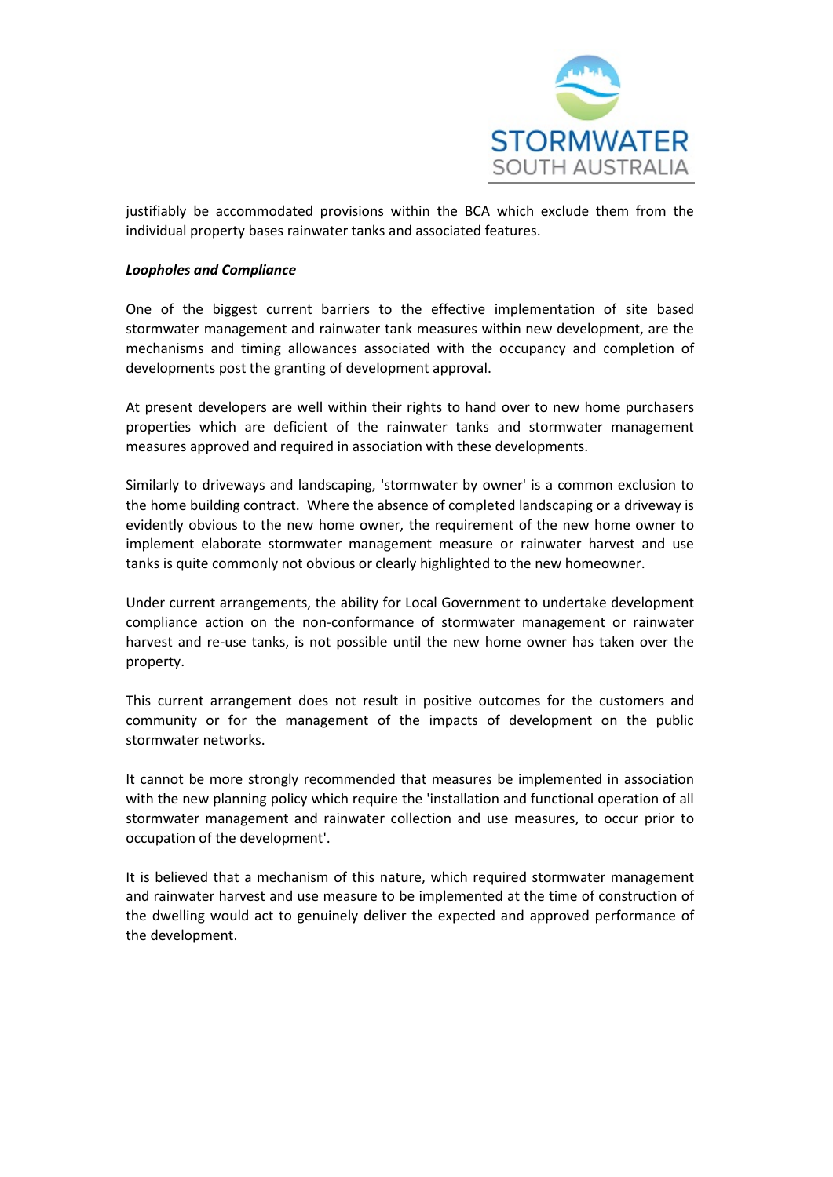justifiably be accommodated provisions within the BCA which exclude them from the individual property bases rainwater tanks and associated features.

***Loopholes and Compliance***

One of the biggest current barriers to the effective implementation of site based stormwater management and rainwater tank measures within new development, are the mechanisms and timing allowances associated with the occupancy and completion of developments post the granting of development approval.

At present developers are well within their rights to hand over to new home purchasers properties which are deficient of the rainwater tanks and stormwater management measures approved and required in association with these developments.

Similarly to driveways and landscaping, 'stormwater by owner' is a common exclusion to the home building contract. Where the absence of completed landscaping or a driveway is evidently obvious to the new home owner, the requirement of the new home owner to implement elaborate stormwater management measure or rainwater harvest and use tanks is quite commonly not obvious or clearly highlighted to the new homeowner.

Under current arrangements, the ability for Local Government to undertake development compliance action on the non-conformance of stormwater management or rainwater harvest and re-use tanks, is not possible until the new home owner has taken over the property.

This current arrangement does not result in positive outcomes for the customers and community or for the management of the impacts of development on the public stormwater networks.

It cannot be more strongly recommended that measures be implemented in association with the new planning policy which require the 'installation and functional operation of all stormwater management and rainwater collection and use measures, to occur prior to occupation of the development'.

It is believed that a mechanism of this nature, which required stormwater management and rainwater harvest and use measure to be implemented at the time of construction of the dwelling would act to genuinely deliver the expected and approved performance of the development.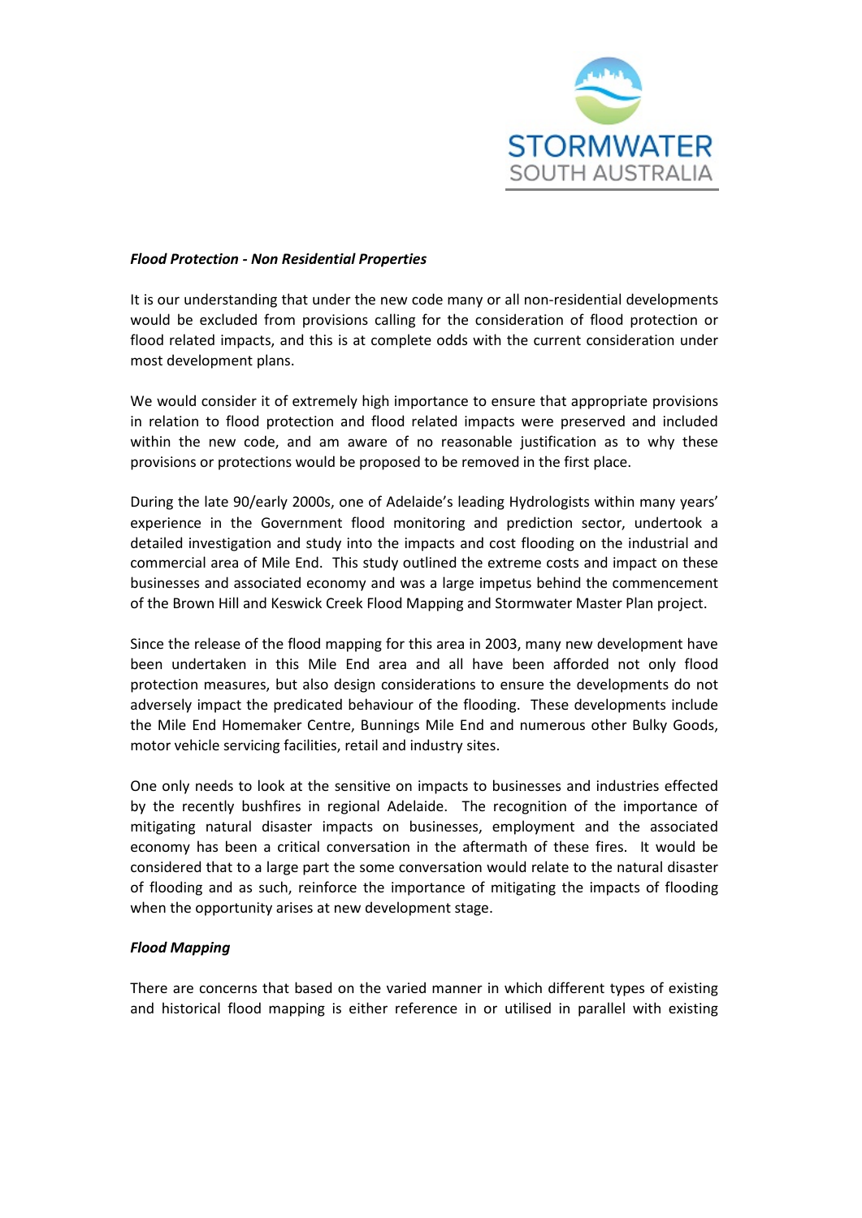*Flood Protection - Non Residential Properties*

It is our understanding that under the new code many or all non-residential developments would be excluded from provisions calling for the consideration of flood protection or flood related impacts, and this is at complete odds with the current consideration under most development plans.

We would consider it of extremely high importance to ensure that appropriate provisions in relation to flood protection and flood related impacts were preserved and included within the new code, and am aware of no reasonable justification as to why these provisions or protections would be proposed to be removed in the first place.

During the late 90/early 2000s, one of Adelaide's leading Hydrologists within many years' experience in the Government flood monitoring and prediction sector, undertook a detailed investigation and study into the impacts and cost flooding on the industrial and commercial area of Mile End. This study outlined the extreme costs and impact on these businesses and associated economy and was a large impetus behind the commencement of the Brown Hill and Keswick Creek Flood Mapping and Stormwater Master Plan project.

Since the release of the flood mapping for this area in 2003, many new development have been undertaken in this Mile End area and all have been afforded not only flood protection measures, but also design considerations to ensure the developments do not adversely impact the predicated behaviour of the flooding. These developments include the Mile End Homemaker Centre, Bunnings Mile End and numerous other Bulky Goods, motor vehicle servicing facilities, retail and industry sites.

One only needs to look at the sensitive on impacts to businesses and industries effected by the recently bushfires in regional Adelaide. The recognition of the importance of mitigating natural disaster impacts on businesses, employment and the associated economy has been a critical conversation in the aftermath of these fires. It would be considered that to a large part the some conversation would relate to the natural disaster of flooding and as such, reinforce the importance of mitigating the impacts of flooding when the opportunity arises at new development stage.

*Flood Mapping*

There are concerns that based on the varied manner in which different types of existing and historical flood mapping is either reference in or utilised in parallel with existing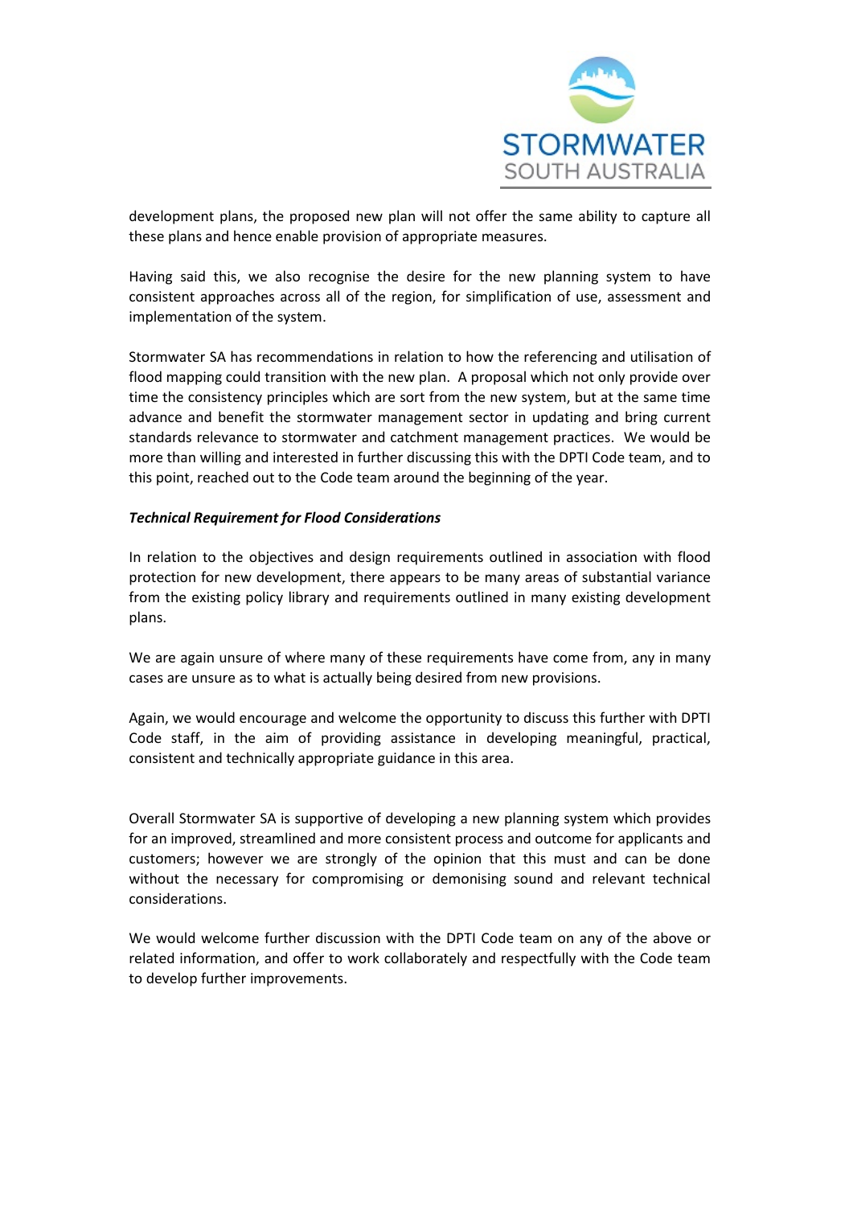development plans, the proposed new plan will not offer the same ability to capture all these plans and hence enable provision of appropriate measures.

Having said this, we also recognise the desire for the new planning system to have consistent approaches across all of the region, for simplification of use, assessment and implementation of the system.

Stormwater SA has recommendations in relation to how the referencing and utilisation of flood mapping could transition with the new plan. A proposal which not only provide over time the consistency principles which are sort from the new system, but at the same time advance and benefit the stormwater management sector in updating and bring current standards relevance to stormwater and catchment management practices. We would be more than willing and interested in further discussing this with the DPTI Code team, and to this point, reached out to the Code team around the beginning of the year.

***Technical Requirement for Flood Considerations***

In relation to the objectives and design requirements outlined in association with flood protection for new development, there appears to be many areas of substantial variance from the existing policy library and requirements outlined in many existing development plans.

We are again unsure of where many of these requirements have come from, any in many cases are unsure as to what is actually being desired from new provisions.

Again, we would encourage and welcome the opportunity to discuss this further with DPTI Code staff, in the aim of providing assistance in developing meaningful, practical, consistent and technically appropriate guidance in this area.

Overall Stormwater SA is supportive of developing a new planning system which provides for an improved, streamlined and more consistent process and outcome for applicants and customers; however we are strongly of the opinion that this must and can be done without the necessary for compromising or demonising sound and relevant technical considerations.

We would welcome further discussion with the DPTI Code team on any of the above or related information, and offer to work collaboratively and respectfully with the Code team to develop further improvements.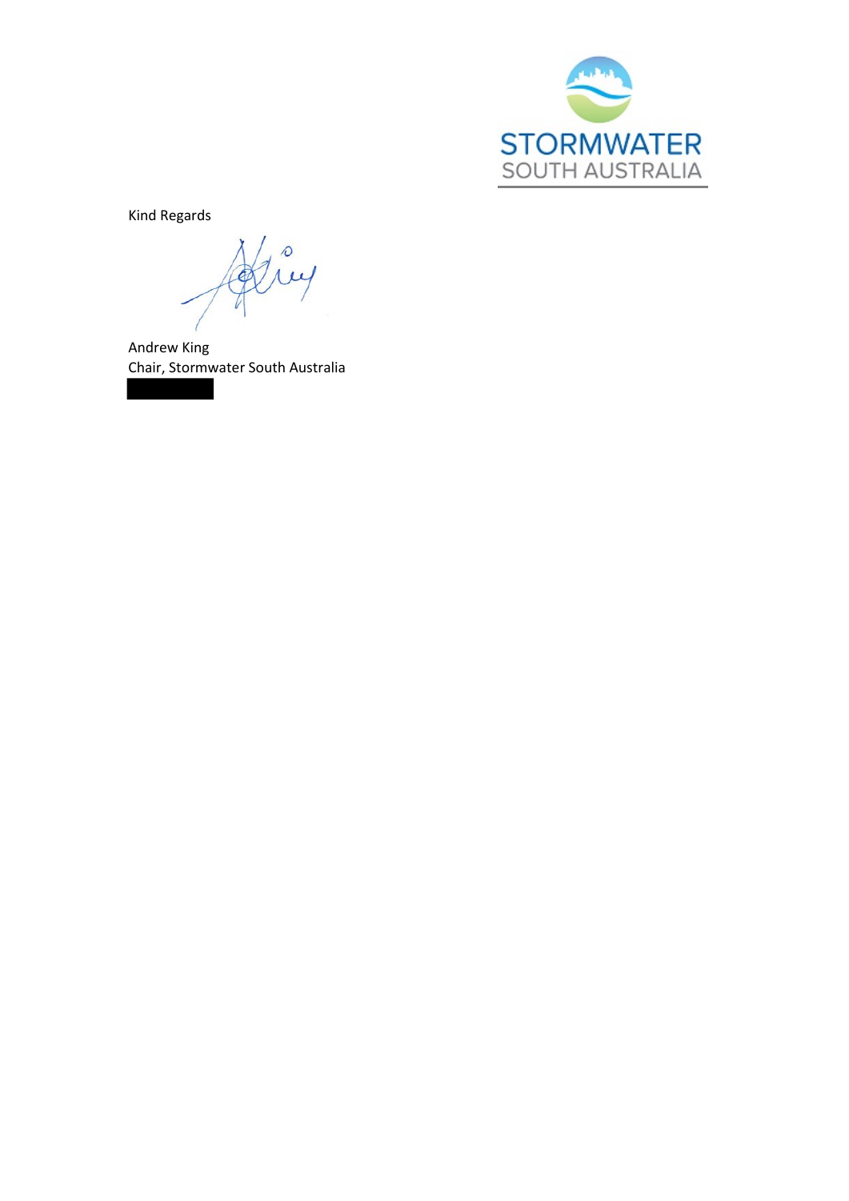Kind Regards

Andrew King
Chair, Stormwater South Australia